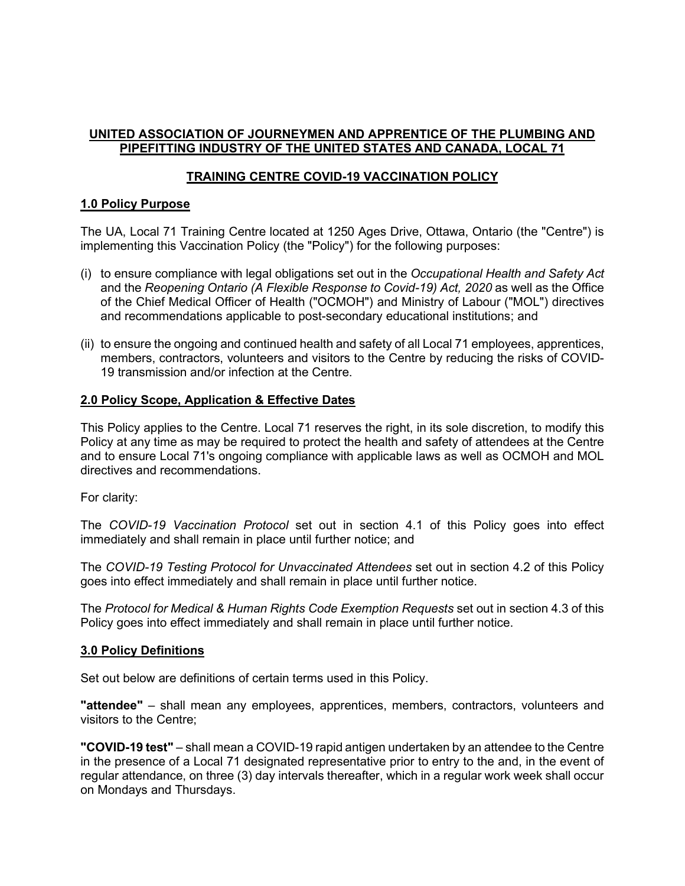# UNITED ASSOCIATION OF JOURNEYMEN AND APPRENTICE OF THE PLUMBING AND PIPEFITTING INDUSTRY OF THE UNITED STATES AND CANADA, LOCAL 71

## TRAINING CENTRE COVID-19 VACCINATION POLICY

### 1.0 Policy Purpose

The UA, Local 71 Training Centre located at 1250 Ages Drive, Ottawa, Ontario (the "Centre") is implementing this Vaccination Policy (the "Policy") for the following purposes:

(i) to ensure compliance with legal obligations set out in the *Occupational Health and Safety Act* and the *Reopening Ontario (A Flexible Response to Covid-19) Act, 2020* as well as the Office of the Chief Medical Officer of Health ("OCMOH") and Ministry of Labour ("MOL") directives and recommendations applicable to post-secondary educational institutions; and

(ii) to ensure the ongoing and continued health and safety of all Local 71 employees, apprentices, members, contractors, volunteers and visitors to the Centre by reducing the risks of COVID-19 transmission and/or infection at the Centre.

### 2.0 Policy Scope, Application & Effective Dates

This Policy applies to the Centre. Local 71 reserves the right, in its sole discretion, to modify this Policy at any time as may be required to protect the health and safety of attendees at the Centre and to ensure Local 71's ongoing compliance with applicable laws as well as OCMOH and MOL directives and recommendations.

For clarity:

The *COVID-19 Vaccination Protocol* set out in section 4.1 of this Policy goes into effect immediately and shall remain in place until further notice; and

The *COVID-19 Testing Protocol for Unvaccinated Attendees* set out in section 4.2 of this Policy goes into effect immediately and shall remain in place until further notice.

The *Protocol for Medical & Human Rights Code Exemption Requests* set out in section 4.3 of this Policy goes into effect immediately and shall remain in place until further notice.

### 3.0 Policy Definitions

Set out below are definitions of certain terms used in this Policy.

**"attendee"** – shall mean any employees, apprentices, members, contractors, volunteers and visitors to the Centre;

**"COVID-19 test"** – shall mean a COVID-19 rapid antigen undertaken by an attendee to the Centre in the presence of a Local 71 designated representative prior to entry to the and, in the event of regular attendance, on three (3) day intervals thereafter, which in a regular work week shall occur on Mondays and Thursdays.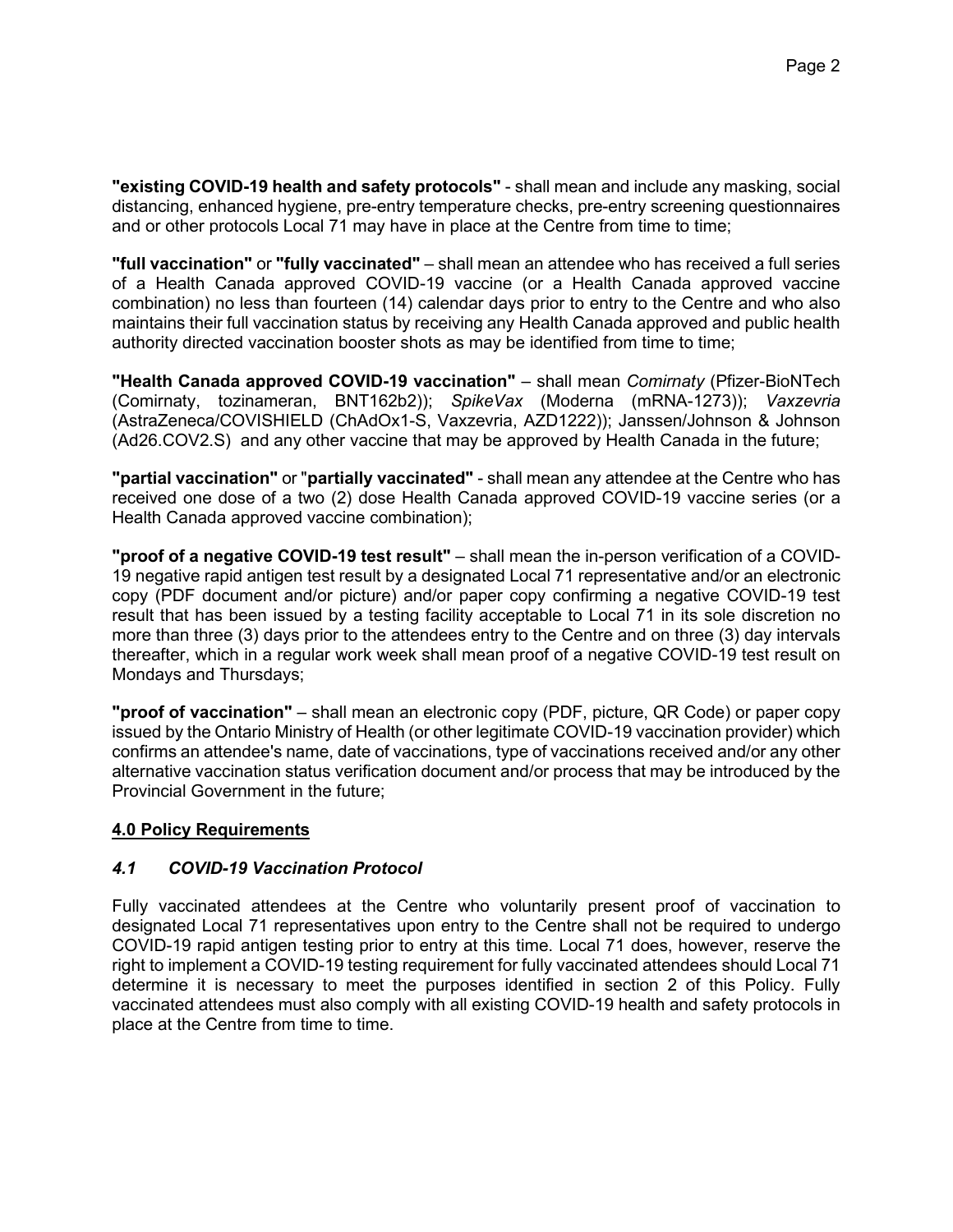**"existing COVID-19 health and safety protocols"** - shall mean and include any masking, social distancing, enhanced hygiene, pre-entry temperature checks, pre-entry screening questionnaires and or other protocols Local 71 may have in place at the Centre from time to time;

**"full vaccination"** or **"fully vaccinated"** – shall mean an attendee who has received a full series of a Health Canada approved COVID-19 vaccine (or a Health Canada approved vaccine combination) no less than fourteen (14) calendar days prior to entry to the Centre and who also maintains their full vaccination status by receiving any Health Canada approved and public health authority directed vaccination booster shots as may be identified from time to time;

**"Health Canada approved COVID-19 vaccination"** – shall mean *Comirnaty* (Pfizer-BioNTech (Comirnaty, tozinameran, BNT162b2)); *SpikeVax* (Moderna (mRNA-1273)); *Vaxzevria* (AstraZeneca/COVISHIELD (ChAdOx1-S, Vaxzevria, AZD1222)); Janssen/Johnson & Johnson (Ad26.COV2.S) and any other vaccine that may be approved by Health Canada in the future;

**"partial vaccination"** or "**partially vaccinated"** - shall mean any attendee at the Centre who has received one dose of a two (2) dose Health Canada approved COVID-19 vaccine series (or a Health Canada approved vaccine combination);

**"proof of a negative COVID-19 test result"** – shall mean the in-person verification of a COVID-19 negative rapid antigen test result by a designated Local 71 representative and/or an electronic copy (PDF document and/or picture) and/or paper copy confirming a negative COVID-19 test result that has been issued by a testing facility acceptable to Local 71 in its sole discretion no more than three (3) days prior to the attendees entry to the Centre and on three (3) day intervals thereafter, which in a regular work week shall mean proof of a negative COVID-19 test result on Mondays and Thursdays;

**"proof of vaccination"** – shall mean an electronic copy (PDF, picture, QR Code) or paper copy issued by the Ontario Ministry of Health (or other legitimate COVID-19 vaccination provider) which confirms an attendee's name, date of vaccinations, type of vaccinations received and/or any other alternative vaccination status verification document and/or process that may be introduced by the Provincial Government in the future;

## 4.0 Policy Requirements

### *4.1 COVID-19 Vaccination Protocol*

Fully vaccinated attendees at the Centre who voluntarily present proof of vaccination to designated Local 71 representatives upon entry to the Centre shall not be required to undergo COVID-19 rapid antigen testing prior to entry at this time. Local 71 does, however, reserve the right to implement a COVID-19 testing requirement for fully vaccinated attendees should Local 71 determine it is necessary to meet the purposes identified in section 2 of this Policy. Fully vaccinated attendees must also comply with all existing COVID-19 health and safety protocols in place at the Centre from time to time.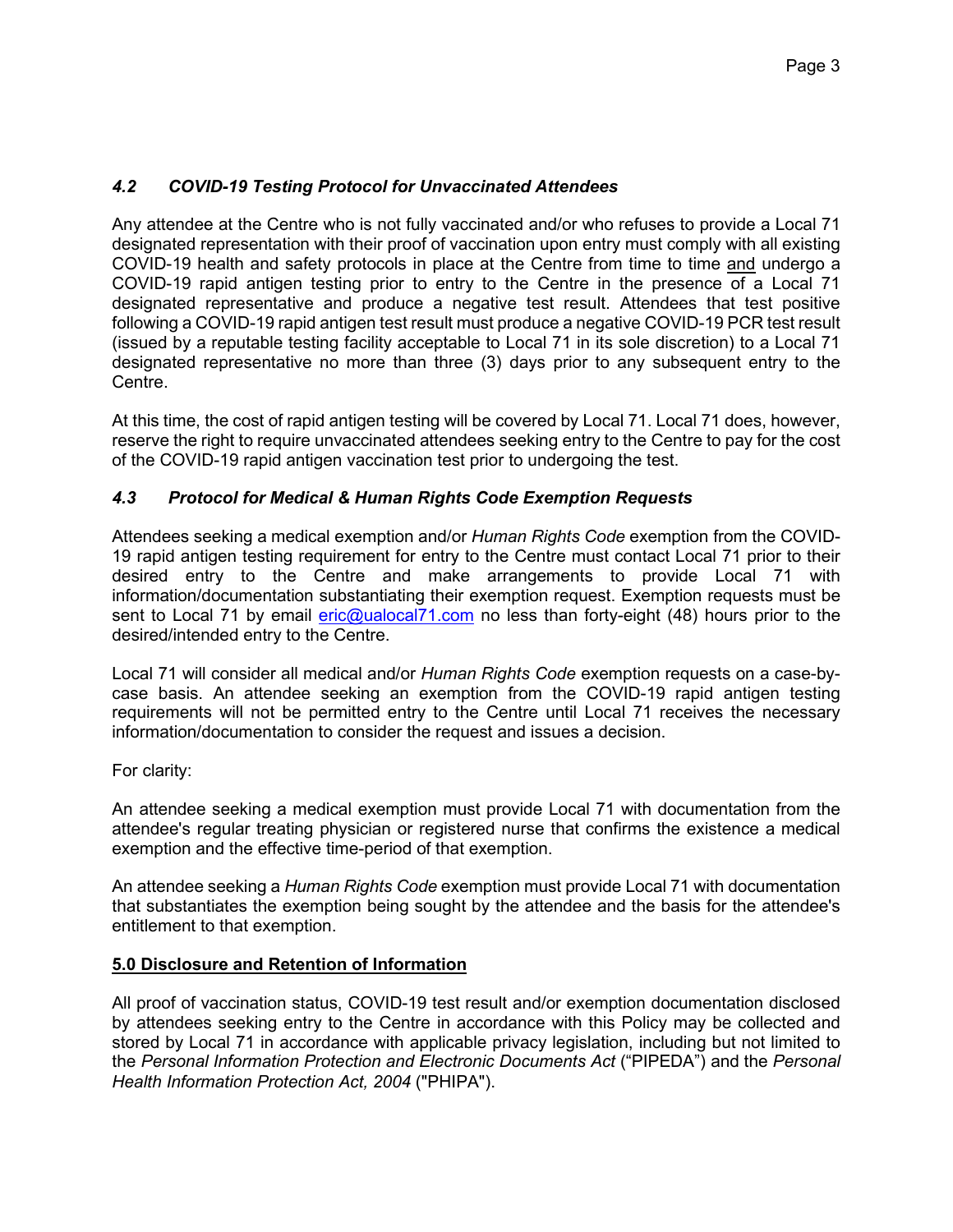### *4.2 COVID-19 Testing Protocol for Unvaccinated Attendees*

Any attendee at the Centre who is not fully vaccinated and/or who refuses to provide a Local 71 designated representation with their proof of vaccination upon entry must comply with all existing COVID-19 health and safety protocols in place at the Centre from time to time and undergo a COVID-19 rapid antigen testing prior to entry to the Centre in the presence of a Local 71 designated representative and produce a negative test result. Attendees that test positive following a COVID-19 rapid antigen test result must produce a negative COVID-19 PCR test result (issued by a reputable testing facility acceptable to Local 71 in its sole discretion) to a Local 71 designated representative no more than three (3) days prior to any subsequent entry to the Centre.

At this time, the cost of rapid antigen testing will be covered by Local 71. Local 71 does, however, reserve the right to require unvaccinated attendees seeking entry to the Centre to pay for the cost of the COVID-19 rapid antigen vaccination test prior to undergoing the test.

### *4.3 Protocol for Medical & Human Rights Code Exemption Requests*

Attendees seeking a medical exemption and/or *Human Rights Code* exemption from the COVID-19 rapid antigen testing requirement for entry to the Centre must contact Local 71 prior to their desired entry to the Centre and make arrangements to provide Local 71 with information/documentation substantiating their exemption request. Exemption requests must be sent to Local 71 by email eric@ualocal71.com no less than forty-eight (48) hours prior to the desired/intended entry to the Centre.

Local 71 will consider all medical and/or *Human Rights Code* exemption requests on a case-by-case basis. An attendee seeking an exemption from the COVID-19 rapid antigen testing requirements will not be permitted entry to the Centre until Local 71 receives the necessary information/documentation to consider the request and issues a decision.

For clarity:

An attendee seeking a medical exemption must provide Local 71 with documentation from the attendee's regular treating physician or registered nurse that confirms the existence a medical exemption and the effective time-period of that exemption.

An attendee seeking a *Human Rights Code* exemption must provide Local 71 with documentation that substantiates the exemption being sought by the attendee and the basis for the attendee's entitlement to that exemption.

## **5.0 Disclosure and Retention of Information**

All proof of vaccination status, COVID-19 test result and/or exemption documentation disclosed by attendees seeking entry to the Centre in accordance with this Policy may be collected and stored by Local 71 in accordance with applicable privacy legislation, including but not limited to the *Personal Information Protection and Electronic Documents Act* ("PIPEDA") and the *Personal Health Information Protection Act, 2004* ("PHIPA").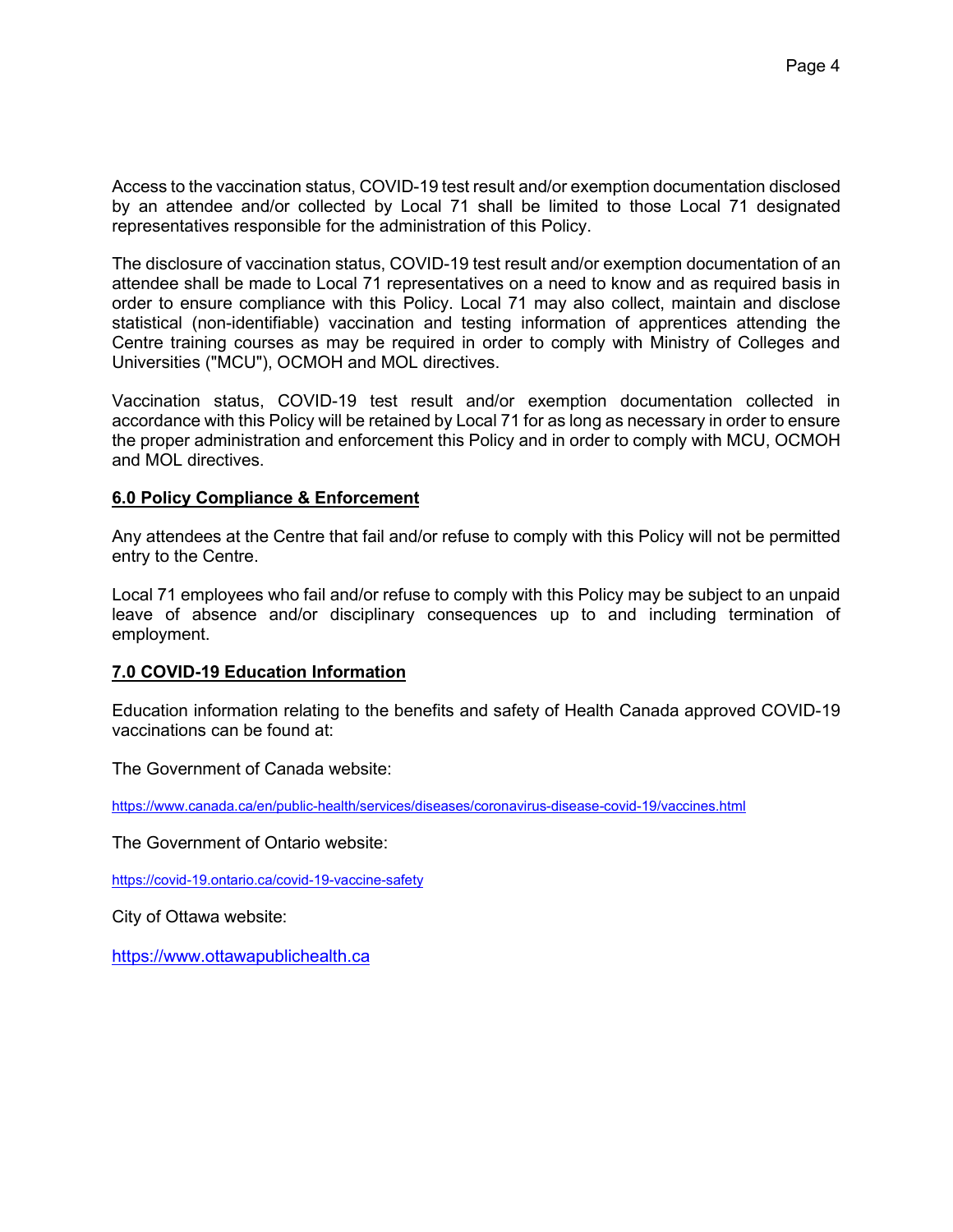Access to the vaccination status, COVID-19 test result and/or exemption documentation disclosed by an attendee and/or collected by Local 71 shall be limited to those Local 71 designated representatives responsible for the administration of this Policy.

The disclosure of vaccination status, COVID-19 test result and/or exemption documentation of an attendee shall be made to Local 71 representatives on a need to know and as required basis in order to ensure compliance with this Policy. Local 71 may also collect, maintain and disclose statistical (non-identifiable) vaccination and testing information of apprentices attending the Centre training courses as may be required in order to comply with Ministry of Colleges and Universities ("MCU"), OCMOH and MOL directives.

Vaccination status, COVID-19 test result and/or exemption documentation collected in accordance with this Policy will be retained by Local 71 for as long as necessary in order to ensure the proper administration and enforcement this Policy and in order to comply with MCU, OCMOH and MOL directives.

## 6.0 Policy Compliance & Enforcement

Any attendees at the Centre that fail and/or refuse to comply with this Policy will not be permitted entry to the Centre.

Local 71 employees who fail and/or refuse to comply with this Policy may be subject to an unpaid leave of absence and/or disciplinary consequences up to and including termination of employment.

## 7.0 COVID-19 Education Information

Education information relating to the benefits and safety of Health Canada approved COVID-19 vaccinations can be found at:

The Government of Canada website:

https://www.canada.ca/en/public-health/services/diseases/coronavirus-disease-covid-19/vaccines.html

The Government of Ontario website:

https://covid-19.ontario.ca/covid-19-vaccine-safety

City of Ottawa website:

https://www.ottawapublichealth.ca